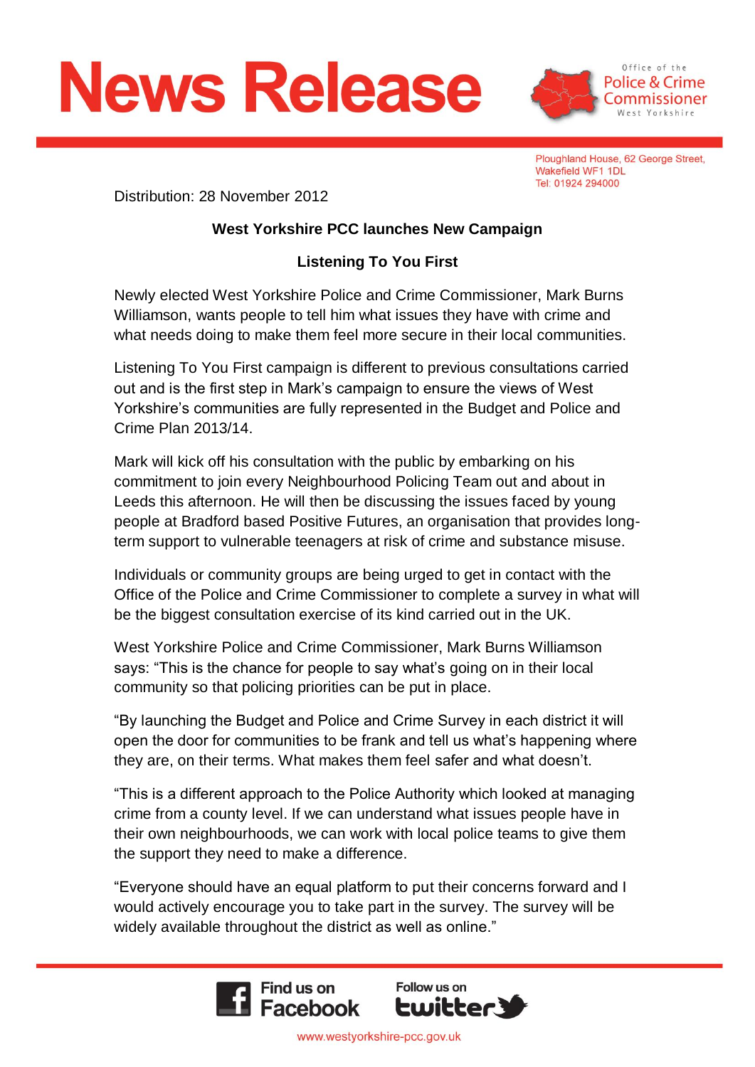# News Release

Office of the Police & Crime Commissioner West Yorkshire

Ploughland House, 62 George Street,
Wakefield WF1 1DL
Tel: 01924 294000

Distribution: 28 November 2012

**West Yorkshire PCC launches New Campaign**

**Listening To You First**

Newly elected West Yorkshire Police and Crime Commissioner, Mark Burns Williamson, wants people to tell him what issues they have with crime and what needs doing to make them feel more secure in their local communities.

Listening To You First campaign is different to previous consultations carried out and is the first step in Mark's campaign to ensure the views of West Yorkshire's communities are fully represented in the Budget and Police and Crime Plan 2013/14.

Mark will kick off his consultation with the public by embarking on his commitment to join every Neighbourhood Policing Team out and about in Leeds this afternoon. He will then be discussing the issues faced by young people at Bradford based Positive Futures, an organisation that provides long-term support to vulnerable teenagers at risk of crime and substance misuse.

Individuals or community groups are being urged to get in contact with the Office of the Police and Crime Commissioner to complete a survey in what will be the biggest consultation exercise of its kind carried out in the UK.

West Yorkshire Police and Crime Commissioner, Mark Burns Williamson says: "This is the chance for people to say what's going on in their local community so that policing priorities can be put in place.

"By launching the Budget and Police and Crime Survey in each district it will open the door for communities to be frank and tell us what's happening where they are, on their terms. What makes them feel safer and what doesn't.

"This is a different approach to the Police Authority which looked at managing crime from a county level. If we can understand what issues people have in their own neighbourhoods, we can work with local police teams to give them the support they need to make a difference.

"Everyone should have an equal platform to put their concerns forward and I would actively encourage you to take part in the survey. The survey will be widely available throughout the district as well as online."

Find us on Facebook | Follow us on twitter

www.westyorkshire-pcc.gov.uk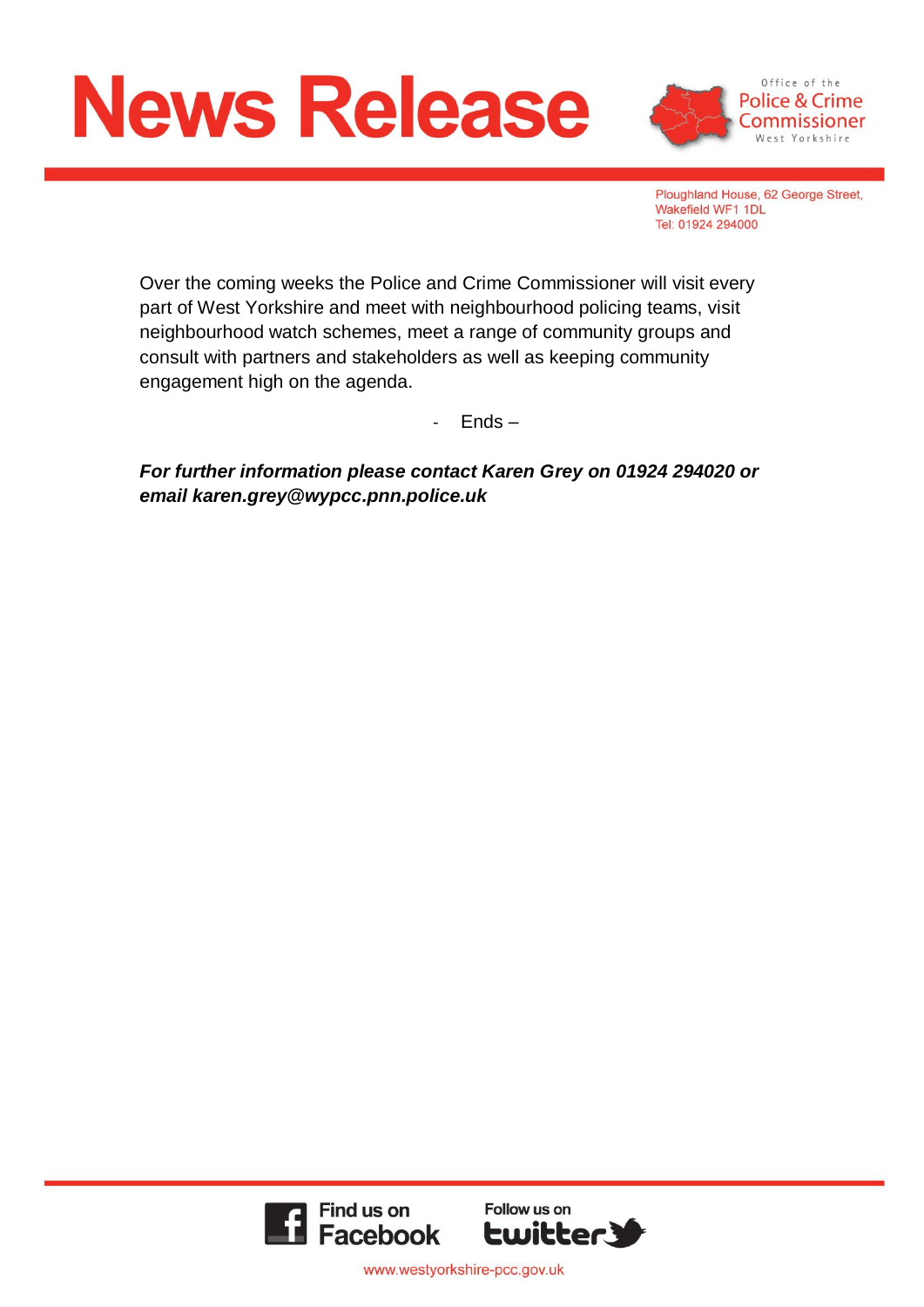# News Release

Office of the Police & Crime Commissioner West Yorkshire

Ploughland House, 62 George Street,
Wakefield WF1 1DL
Tel: 01924 294000

Over the coming weeks the Police and Crime Commissioner will visit every part of West Yorkshire and meet with neighbourhood policing teams, visit neighbourhood watch schemes, meet a range of community groups and consult with partners and stakeholders as well as keeping community engagement high on the agenda.

- Ends –

***For further information please contact Karen Grey on 01924 294020 or email karen.grey@wypcc.pnn.police.uk***

Find us on Facebook

Follow us on twitter

www.westyorkshire-pcc.gov.uk